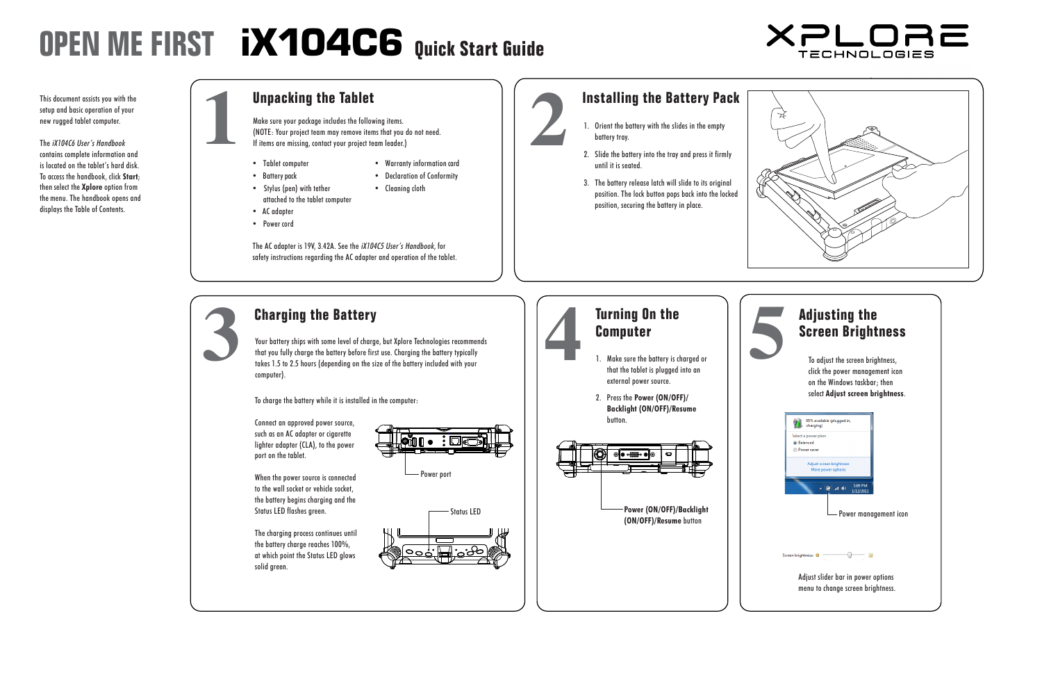# OPEN ME FIRST iX104C6 Quick Start Guide

XPLORE TECHNOLOGIES

This document assists you with the setup and basic operation of your new rugged tablet computer.

The *iX104C6 User's Handbook* contains complete information and is located on the tablet's hard disk. To access the handbook, click **Start**; then select the **Xplore** option from the menu. The handbook opens and displays the Table of Contents.

## 1 Unpacking the Tablet

Make sure your package includes the following items.
(NOTE: Your project team may remove items that you do not need. If items are missing, contact your project team leader.)

- Tablet computer
- Battery pack
- Stylus (pen) with tether attached to the tablet computer
- AC adapter
- Power cord
- Warranty information card
- Declaration of Conformity
- Cleaning cloth

The AC adapter is 19V, 3.42A. See the *iX104C5 User's Handbook*, for safety instructions regarding the AC adapter and operation of the tablet.

## 2 Installing the Battery Pack

1. Orient the battery with the slides in the empty battery tray.
2. Slide the battery into the tray and press it firmly until it is seated.
3. The battery release latch will slide to its original position. The lock button pops back into the locked position, securing the battery in place.

## 3 Charging the Battery

Your battery ships with some level of charge, but Xplore Technologies recommends that you fully charge the battery before first use. Charging the battery typically takes 1.5 to 2.5 hours (depending on the size of the battery included with your computer).

To charge the battery while it is installed in the computer:

Connect an approved power source, such as an AC adapter or cigarette lighter adapter (CLA), to the power port on the tablet.

When the power source is connected to the wall socket or vehicle socket, the battery begins charging and the Status LED flashes green.

The charging process continues until the battery charge reaches 100%, at which point the Status LED glows solid green.

Power port

Status LED

## 4 Turning On the Computer

1. Make sure the battery is charged or that the tablet is plugged into an external power source.
2. Press the **Power (ON/OFF)/ Backlight (ON/OFF)/Resume** button.

**Power (ON/OFF)/Backlight (ON/OFF)/Resume** button

## 5 Adjusting the Screen Brightness

To adjust the screen brightness, click the power management icon on the Windows taskbar; then select **Adjust screen brightness**.

Power management icon

Adjust slider bar in power options menu to change screen brightness.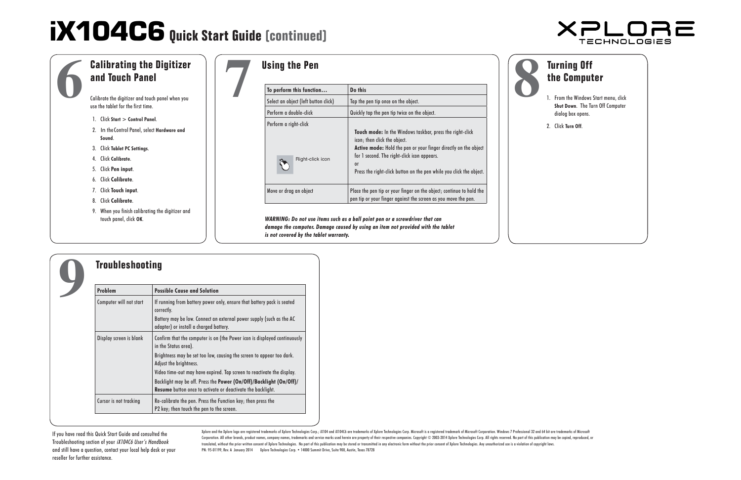# iX104C6 Quick Start Guide (continued)

XPLORE TECHNOLOGIES

## 6 Calibrating the Digitizer and Touch Panel

Calibrate the digitizer and touch panel when you use the tablet for the first time.

1. Click **Start > Control Panel**.
2. In the Control Panel, select **Hardware and Sound**.
3. Click **Tablet PC Settings**.
4. Click **Calibrate**.
5. Click **Pen input**.
6. Click **Calibrate**.
7. Click **Touch input**.
8. Click **Calibrate**.
9. When you finish calibrating the digitizer and touch panel, click **OK**.

## 7 Using the Pen

| To perform this function… | Do this |
|---|---|
| Select an object (left button click) | Tap the pen tip once on the object. |
| Perform a double-click | Quickly tap the pen tip twice on the object. |
| Perform a right-click<br><br>Right-click icon | **Touch mode:** In the Windows taskbar, press the right-click icon; then click the object.<br>**Active mode:** Hold the pen or your finger directly on the object for 1 second. The right-click icon appears.<br>or<br>Press the right-click button on the pen while you click the object. |
| Move or drag an object | Place the pen tip or your finger on the object; continue to hold the pen tip or your finger against the screen as you move the pen. |

***WARNING: Do not use items such as a ball point pen or a screwdriver that can damage the computer. Damage caused by using an item not provided with the tablet is not covered by the tablet warranty.***

## 8 Turning Off the Computer

1. From the Windows Start menu, click **Shut Down**. The Turn Off Computer dialog box opens.
2. Click **Turn Off**.

## 9 Troubleshooting

| Problem | Possible Cause and Solution |
|---|---|
| Computer will not start | If running from battery power only, ensure that battery pack is seated correctly.<br>Battery may be low. Connect an external power supply (such as the AC adapter) or install a charged battery. |
| Display screen is blank | Confirm that the computer is on (the Power icon is displayed continuously in the Status area).<br>Brightness may be set too low, causing the screen to appear too dark. Adjust the brightness.<br>Video time-out may have expired. Tap screen to reactivate the display.<br>Backlight may be off. Press the **Power (On/Off)/Backlight (On/Off)/Resume** button once to activate or deactivate the backlight. |
| Cursor is not tracking | Re-calibrate the pen. Press the Function key; then press the P2 key; then touch the pen to the screen. |

If you have read this Quick Start Guide and consulted the Troubleshooting section of your *iX104C6 User's Handbook* and still have a question, contact your local help desk or your reseller for further assistance.

Xplore and the Xplore logo are registered trademarks of Xplore Technologies Corp.; iX104 and iX104C6 are trademarks of Xplore Technologies Corp. Microsoft is a registered trademark of Microsoft Corporation. Windows 7 Professional 32 and 64 bit are trademarks of Microsoft Corporation. All other brands, product names, company names, trademarks and service marks used herein are property of their respective companies. Copyright © 2003-2014 Xplore Technologies Corp. All rights reserved. No part of this publication may be copied, reproduced, or translated, without the prior written consent of Xplore Technologies. No part of this publication may be stored or transmitted in any electronic form without the prior consent of Xplore Technologies. Any unauthorized use is a violation of copyright laws.
PN: 95-01199, Rev. A January 2014 Xplore Technologies Corp. • 14000 Summit Drive, Suite 900, Austin, Texas 78728